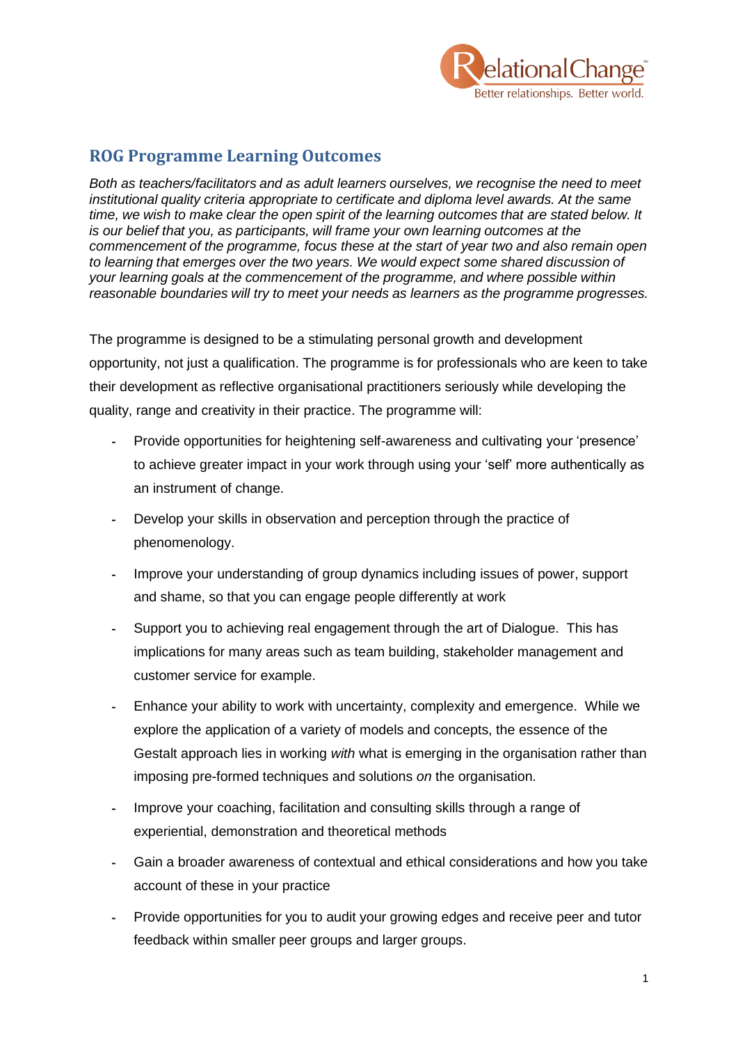RelationalChange™
Better relationships. Better world.

## ROG Programme Learning Outcomes

*Both as teachers/facilitators and as adult learners ourselves, we recognise the need to meet institutional quality criteria appropriate to certificate and diploma level awards. At the same time, we wish to make clear the open spirit of the learning outcomes that are stated below. It is our belief that you, as participants, will frame your own learning outcomes at the commencement of the programme, focus these at the start of year two and also remain open to learning that emerges over the two years. We would expect some shared discussion of your learning goals at the commencement of the programme, and where possible within reasonable boundaries will try to meet your needs as learners as the programme progresses.*

The programme is designed to be a stimulating personal growth and development opportunity, not just a qualification. The programme is for professionals who are keen to take their development as reflective organisational practitioners seriously while developing the quality, range and creativity in their practice. The programme will:

- Provide opportunities for heightening self-awareness and cultivating your 'presence' to achieve greater impact in your work through using your 'self' more authentically as an instrument of change.
- Develop your skills in observation and perception through the practice of phenomenology.
- Improve your understanding of group dynamics including issues of power, support and shame, so that you can engage people differently at work
- Support you to achieving real engagement through the art of Dialogue. This has implications for many areas such as team building, stakeholder management and customer service for example.
- Enhance your ability to work with uncertainty, complexity and emergence. While we explore the application of a variety of models and concepts, the essence of the Gestalt approach lies in working *with* what is emerging in the organisation rather than imposing pre-formed techniques and solutions *on* the organisation.
- Improve your coaching, facilitation and consulting skills through a range of experiential, demonstration and theoretical methods
- Gain a broader awareness of contextual and ethical considerations and how you take account of these in your practice
- Provide opportunities for you to audit your growing edges and receive peer and tutor feedback within smaller peer groups and larger groups.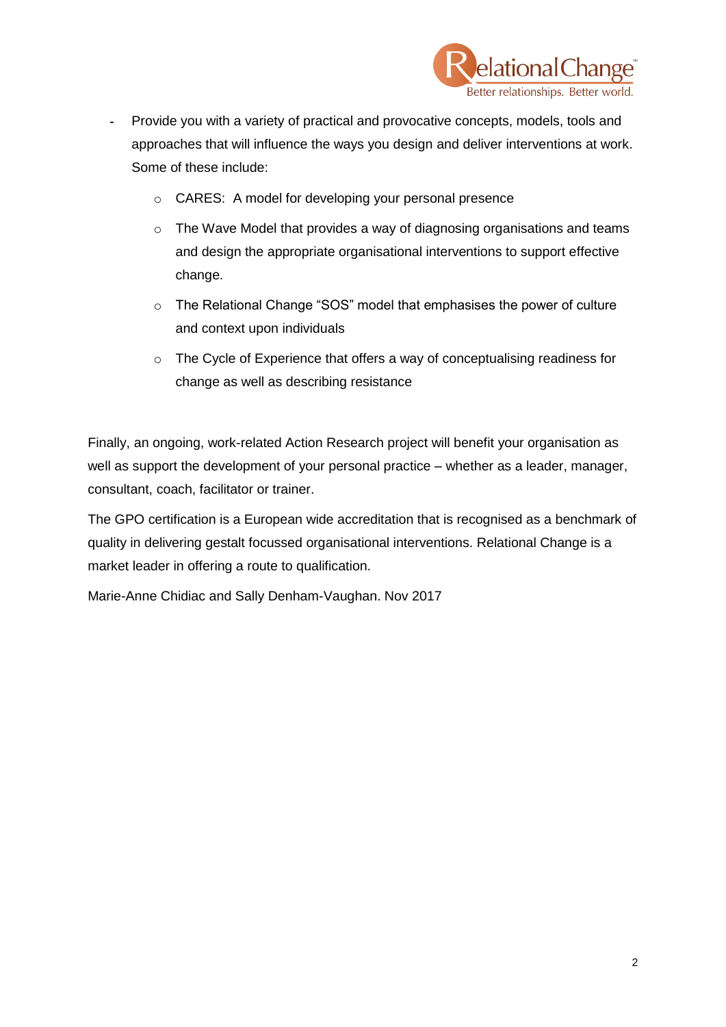- Provide you with a variety of practical and provocative concepts, models, tools and approaches that will influence the ways you design and deliver interventions at work. Some of these include:
    - CARES:  A model for developing your personal presence
    - The Wave Model that provides a way of diagnosing organisations and teams and design the appropriate organisational interventions to support effective change.
    - The Relational Change "SOS" model that emphasises the power of culture and context upon individuals
    - The Cycle of Experience that offers a way of conceptualising readiness for change as well as describing resistance

Finally, an ongoing, work-related Action Research project will benefit your organisation as well as support the development of your personal practice – whether as a leader, manager, consultant, coach, facilitator or trainer.

The GPO certification is a European wide accreditation that is recognised as a benchmark of quality in delivering gestalt focussed organisational interventions. Relational Change is a market leader in offering a route to qualification.

Marie-Anne Chidiac and Sally Denham-Vaughan. Nov 2017